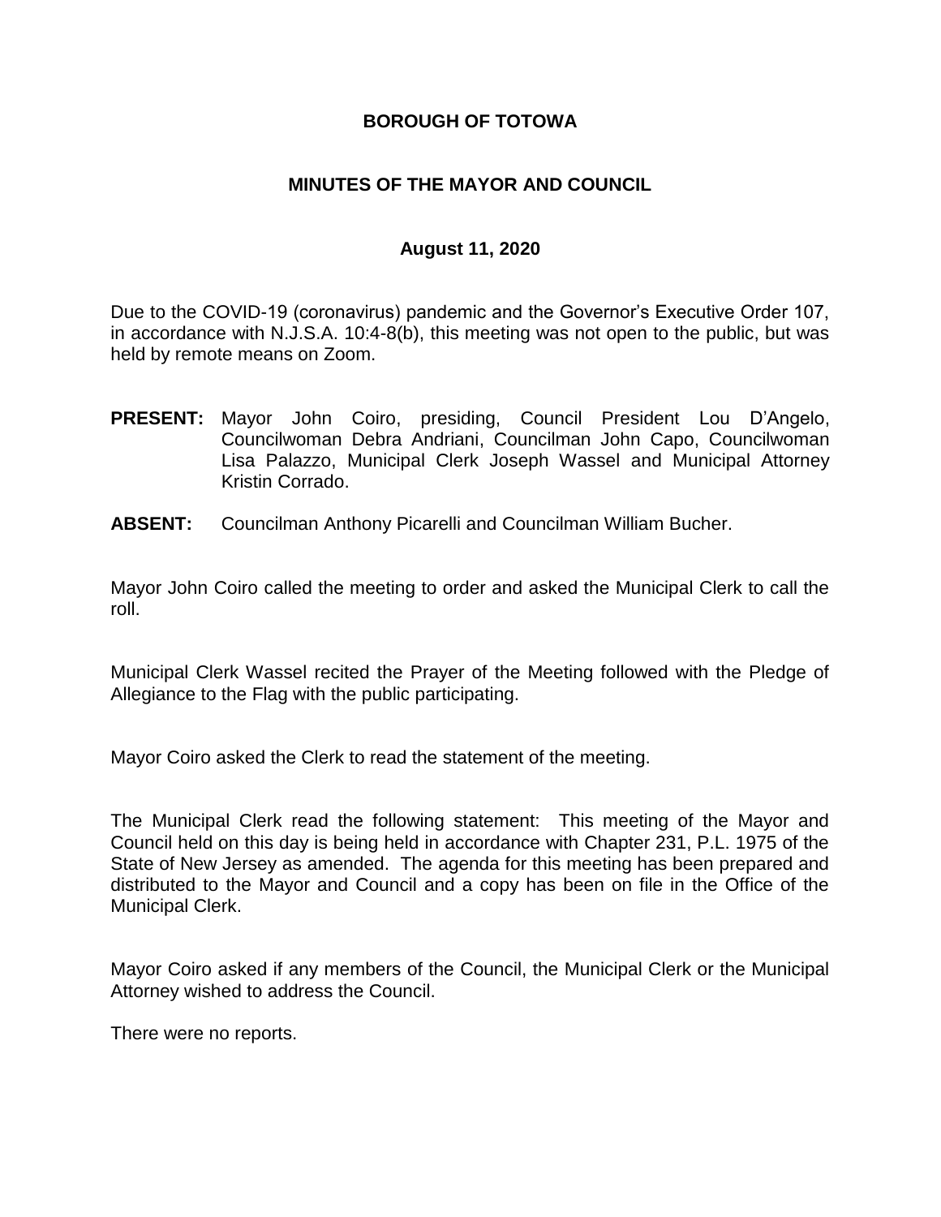**BOROUGH OF TOTOWA**

**MINUTES OF THE MAYOR AND COUNCIL**

**August 11, 2020**

Due to the COVID-19 (coronavirus) pandemic and the Governor's Executive Order 107, in accordance with N.J.S.A. 10:4-8(b), this meeting was not open to the public, but was held by remote means on Zoom.

**PRESENT:** Mayor John Coiro, presiding, Council President Lou D'Angelo, Councilwoman Debra Andriani, Councilman John Capo, Councilwoman Lisa Palazzo, Municipal Clerk Joseph Wassel and Municipal Attorney Kristin Corrado.

**ABSENT:** Councilman Anthony Picarelli and Councilman William Bucher.

Mayor John Coiro called the meeting to order and asked the Municipal Clerk to call the roll.

Municipal Clerk Wassel recited the Prayer of the Meeting followed with the Pledge of Allegiance to the Flag with the public participating.

Mayor Coiro asked the Clerk to read the statement of the meeting.

The Municipal Clerk read the following statement: This meeting of the Mayor and Council held on this day is being held in accordance with Chapter 231, P.L. 1975 of the State of New Jersey as amended. The agenda for this meeting has been prepared and distributed to the Mayor and Council and a copy has been on file in the Office of the Municipal Clerk.

Mayor Coiro asked if any members of the Council, the Municipal Clerk or the Municipal Attorney wished to address the Council.

There were no reports.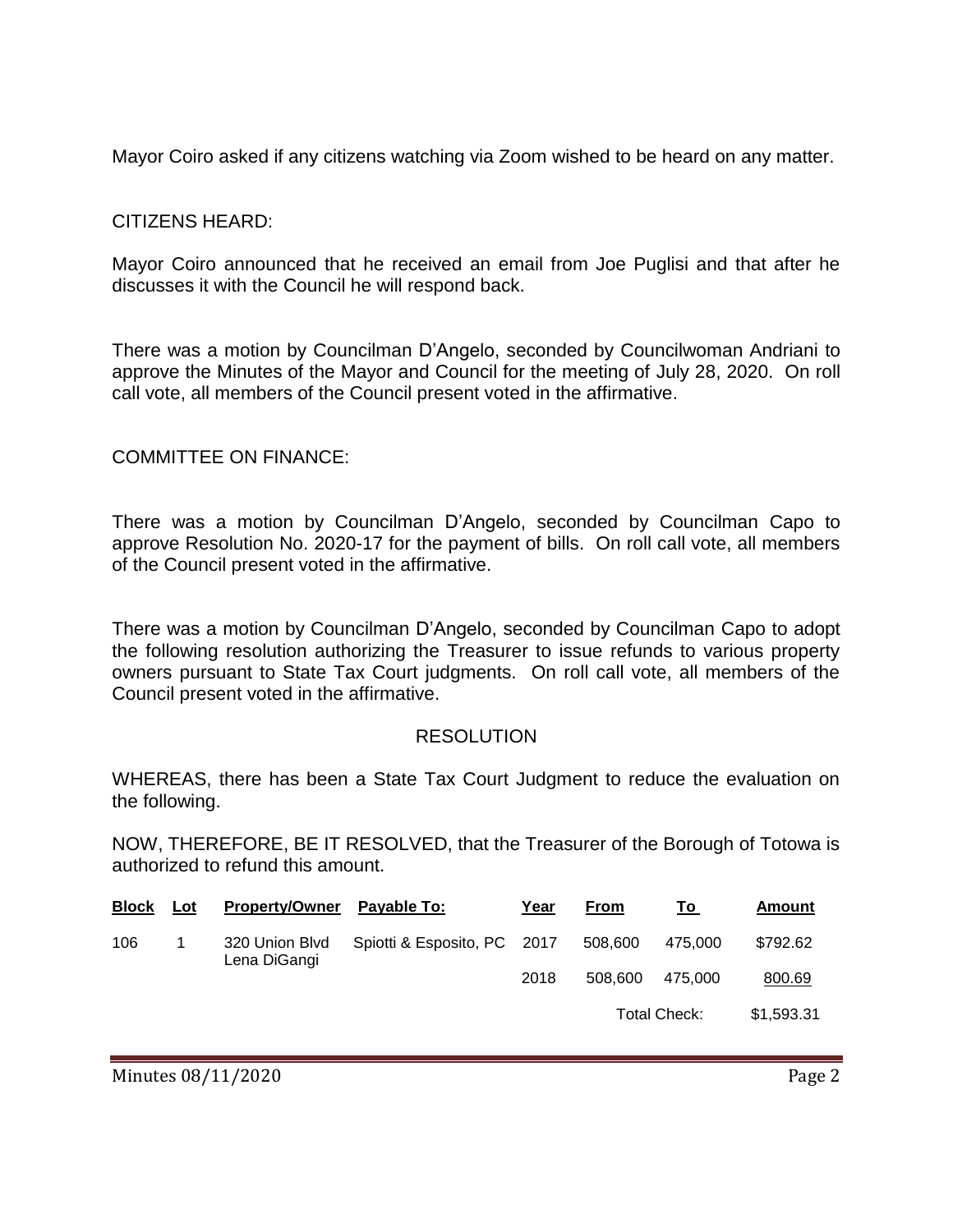Mayor Coiro asked if any citizens watching via Zoom wished to be heard on any matter.

CITIZENS HEARD:

Mayor Coiro announced that he received an email from Joe Puglisi and that after he discusses it with the Council he will respond back.

There was a motion by Councilman D'Angelo, seconded by Councilwoman Andriani to approve the Minutes of the Mayor and Council for the meeting of July 28, 2020. On roll call vote, all members of the Council present voted in the affirmative.

COMMITTEE ON FINANCE:

There was a motion by Councilman D'Angelo, seconded by Councilman Capo to approve Resolution No. 2020-17 for the payment of bills. On roll call vote, all members of the Council present voted in the affirmative.

There was a motion by Councilman D'Angelo, seconded by Councilman Capo to adopt the following resolution authorizing the Treasurer to issue refunds to various property owners pursuant to State Tax Court judgments. On roll call vote, all members of the Council present voted in the affirmative.

RESOLUTION

WHEREAS, there has been a State Tax Court Judgment to reduce the evaluation on the following.

NOW, THEREFORE, BE IT RESOLVED, that the Treasurer of the Borough of Totowa is authorized to refund this amount.

| Block | Lot | Property/Owner | Payable To: | Year | From | To | Amount |
|---|---|---|---|---|---|---|---|
| 106 | 1 | 320 Union Blvd Lena DiGangi | Spiotti & Esposito, PC | 2017 | 508,600 | 475,000 | $792.62 |
| | | | | 2018 | 508,600 | 475,000 | 800.69 |
| | | | | | | Total Check: | $1,593.31 |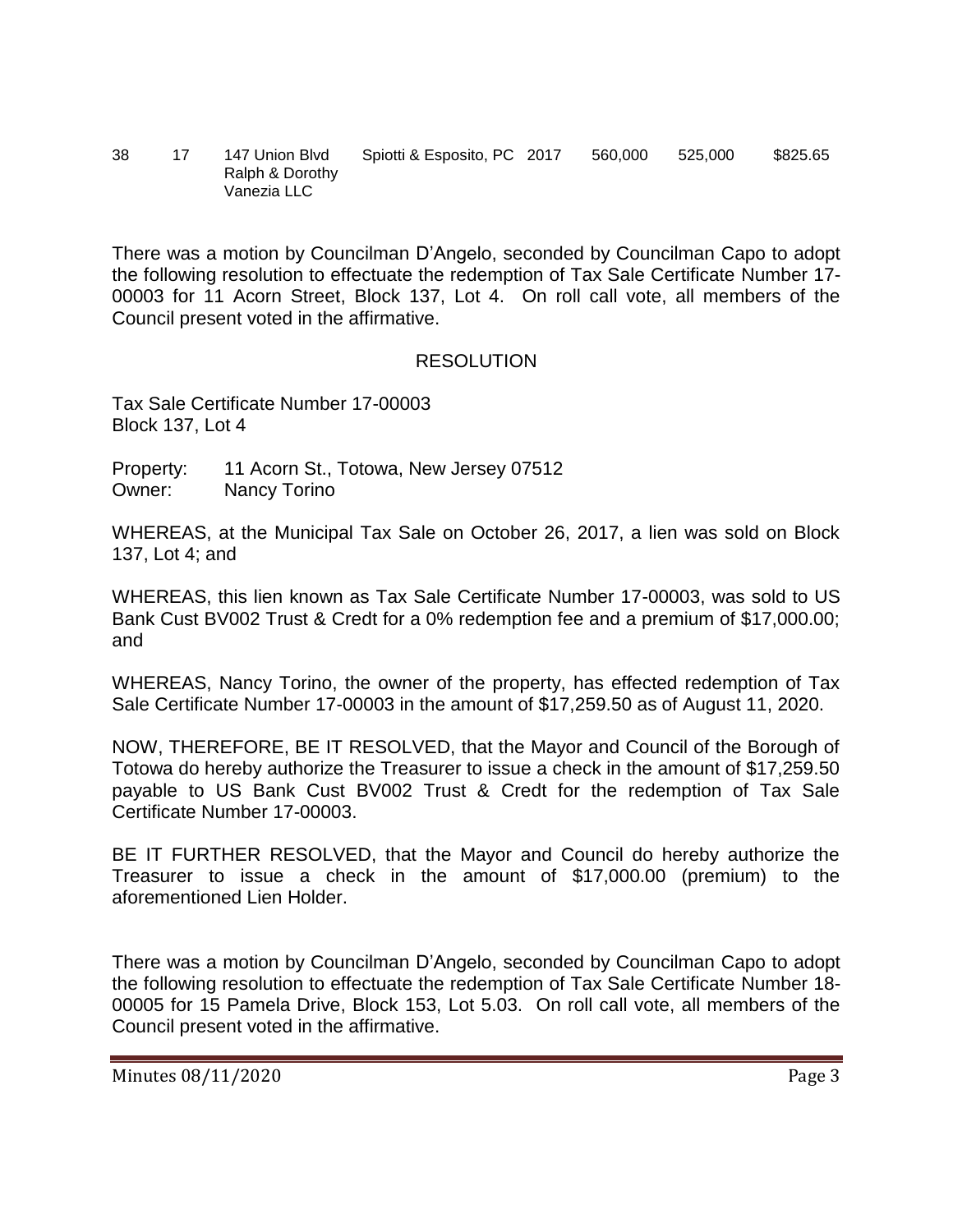| 38 | 17 | 147 Union Blvd Ralph & Dorothy Vanezia LLC | Spiotti & Esposito, PC | 2017 | 560,000 | 525,000 | $825.65 |
|---|---|---|---|---|---|---|---|

There was a motion by Councilman D'Angelo, seconded by Councilman Capo to adopt the following resolution to effectuate the redemption of Tax Sale Certificate Number 17-00003 for 11 Acorn Street, Block 137, Lot 4. On roll call vote, all members of the Council present voted in the affirmative.

RESOLUTION

Tax Sale Certificate Number 17-00003
Block 137, Lot 4

Property: 11 Acorn St., Totowa, New Jersey 07512
Owner: Nancy Torino

WHEREAS, at the Municipal Tax Sale on October 26, 2017, a lien was sold on Block 137, Lot 4; and

WHEREAS, this lien known as Tax Sale Certificate Number 17-00003, was sold to US Bank Cust BV002 Trust & Credt for a 0% redemption fee and a premium of $17,000.00; and

WHEREAS, Nancy Torino, the owner of the property, has effected redemption of Tax Sale Certificate Number 17-00003 in the amount of $17,259.50 as of August 11, 2020.

NOW, THEREFORE, BE IT RESOLVED, that the Mayor and Council of the Borough of Totowa do hereby authorize the Treasurer to issue a check in the amount of $17,259.50 payable to US Bank Cust BV002 Trust & Credt for the redemption of Tax Sale Certificate Number 17-00003.

BE IT FURTHER RESOLVED, that the Mayor and Council do hereby authorize the Treasurer to issue a check in the amount of $17,000.00 (premium) to the aforementioned Lien Holder.

There was a motion by Councilman D'Angelo, seconded by Councilman Capo to adopt the following resolution to effectuate the redemption of Tax Sale Certificate Number 18-00005 for 15 Pamela Drive, Block 153, Lot 5.03. On roll call vote, all members of the Council present voted in the affirmative.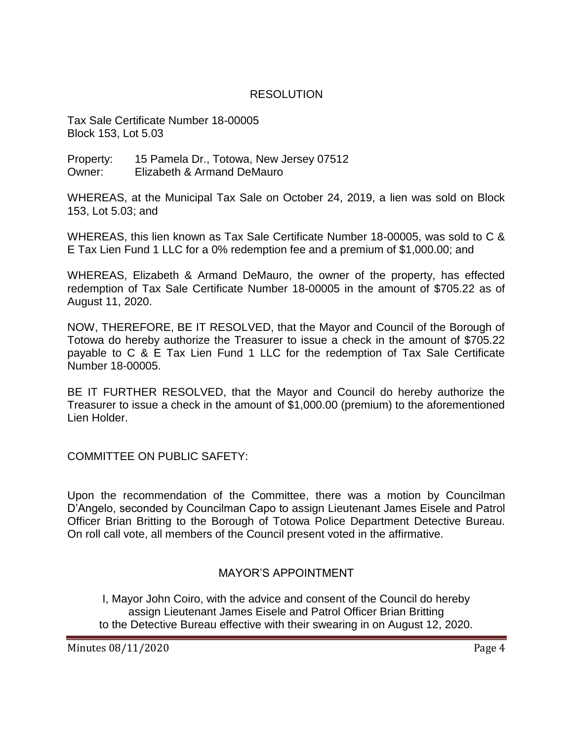## RESOLUTION

Tax Sale Certificate Number 18-00005
Block 153, Lot 5.03

Property: 15 Pamela Dr., Totowa, New Jersey 07512
Owner: Elizabeth & Armand DeMauro

WHEREAS, at the Municipal Tax Sale on October 24, 2019, a lien was sold on Block 153, Lot 5.03; and

WHEREAS, this lien known as Tax Sale Certificate Number 18-00005, was sold to C & E Tax Lien Fund 1 LLC for a 0% redemption fee and a premium of $1,000.00; and

WHEREAS, Elizabeth & Armand DeMauro, the owner of the property, has effected redemption of Tax Sale Certificate Number 18-00005 in the amount of $705.22 as of August 11, 2020.

NOW, THEREFORE, BE IT RESOLVED, that the Mayor and Council of the Borough of Totowa do hereby authorize the Treasurer to issue a check in the amount of $705.22 payable to C & E Tax Lien Fund 1 LLC for the redemption of Tax Sale Certificate Number 18-00005.

BE IT FURTHER RESOLVED, that the Mayor and Council do hereby authorize the Treasurer to issue a check in the amount of $1,000.00 (premium) to the aforementioned Lien Holder.

COMMITTEE ON PUBLIC SAFETY:

Upon the recommendation of the Committee, there was a motion by Councilman D'Angelo, seconded by Councilman Capo to assign Lieutenant James Eisele and Patrol Officer Brian Britting to the Borough of Totowa Police Department Detective Bureau. On roll call vote, all members of the Council present voted in the affirmative.

## MAYOR'S APPOINTMENT

I, Mayor John Coiro, with the advice and consent of the Council do hereby assign Lieutenant James Eisele and Patrol Officer Brian Britting to the Detective Bureau effective with their swearing in on August 12, 2020.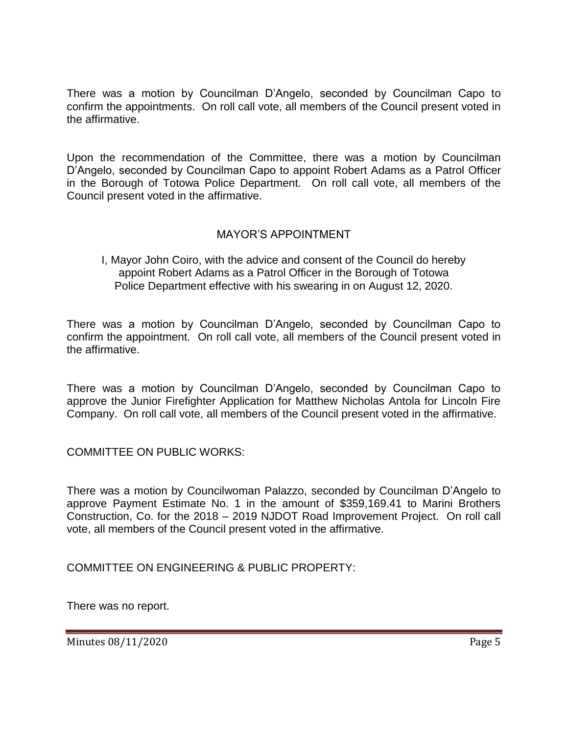There was a motion by Councilman D'Angelo, seconded by Councilman Capo to confirm the appointments. On roll call vote, all members of the Council present voted in the affirmative.

Upon the recommendation of the Committee, there was a motion by Councilman D'Angelo, seconded by Councilman Capo to appoint Robert Adams as a Patrol Officer in the Borough of Totowa Police Department. On roll call vote, all members of the Council present voted in the affirmative.

MAYOR'S APPOINTMENT

I, Mayor John Coiro, with the advice and consent of the Council do hereby appoint Robert Adams as a Patrol Officer in the Borough of Totowa Police Department effective with his swearing in on August 12, 2020.

There was a motion by Councilman D'Angelo, seconded by Councilman Capo to confirm the appointment. On roll call vote, all members of the Council present voted in the affirmative.

There was a motion by Councilman D'Angelo, seconded by Councilman Capo to approve the Junior Firefighter Application for Matthew Nicholas Antola for Lincoln Fire Company. On roll call vote, all members of the Council present voted in the affirmative.

COMMITTEE ON PUBLIC WORKS:

There was a motion by Councilwoman Palazzo, seconded by Councilman D'Angelo to approve Payment Estimate No. 1 in the amount of $359,169.41 to Marini Brothers Construction, Co. for the 2018 – 2019 NJDOT Road Improvement Project. On roll call vote, all members of the Council present voted in the affirmative.

COMMITTEE ON ENGINEERING & PUBLIC PROPERTY:

There was no report.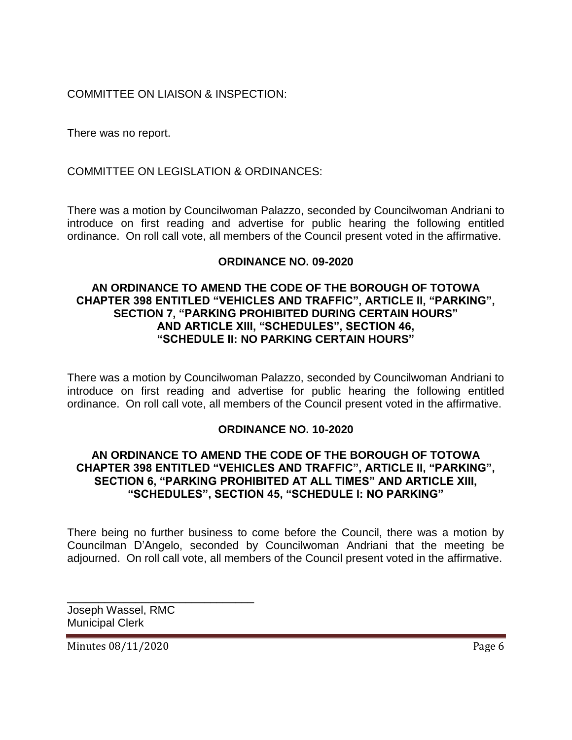COMMITTEE ON LIAISON & INSPECTION:

There was no report.

COMMITTEE ON LEGISLATION & ORDINANCES:

There was a motion by Councilwoman Palazzo, seconded by Councilwoman Andriani to introduce on first reading and advertise for public hearing the following entitled ordinance. On roll call vote, all members of the Council present voted in the affirmative.

**ORDINANCE NO. 09-2020**

**AN ORDINANCE TO AMEND THE CODE OF THE BOROUGH OF TOTOWA CHAPTER 398 ENTITLED "VEHICLES AND TRAFFIC", ARTICLE II, "PARKING", SECTION 7, "PARKING PROHIBITED DURING CERTAIN HOURS" AND ARTICLE XIII, "SCHEDULES", SECTION 46, "SCHEDULE II: NO PARKING CERTAIN HOURS"**

There was a motion by Councilwoman Palazzo, seconded by Councilwoman Andriani to introduce on first reading and advertise for public hearing the following entitled ordinance. On roll call vote, all members of the Council present voted in the affirmative.

**ORDINANCE NO. 10-2020**

**AN ORDINANCE TO AMEND THE CODE OF THE BOROUGH OF TOTOWA CHAPTER 398 ENTITLED "VEHICLES AND TRAFFIC", ARTICLE II, "PARKING", SECTION 6, "PARKING PROHIBITED AT ALL TIMES" AND ARTICLE XIII, "SCHEDULES", SECTION 45, "SCHEDULE I: NO PARKING"**

There being no further business to come before the Council, there was a motion by Councilman D'Angelo, seconded by Councilwoman Andriani that the meeting be adjourned. On roll call vote, all members of the Council present voted in the affirmative.

\_\_\_\_\_\_\_\_\_\_\_\_\_\_\_\_\_\_\_\_\_\_\_\_\_\_\_\_\_\_

Joseph Wassel, RMC
Municipal Clerk

Minutes 08/11/2020